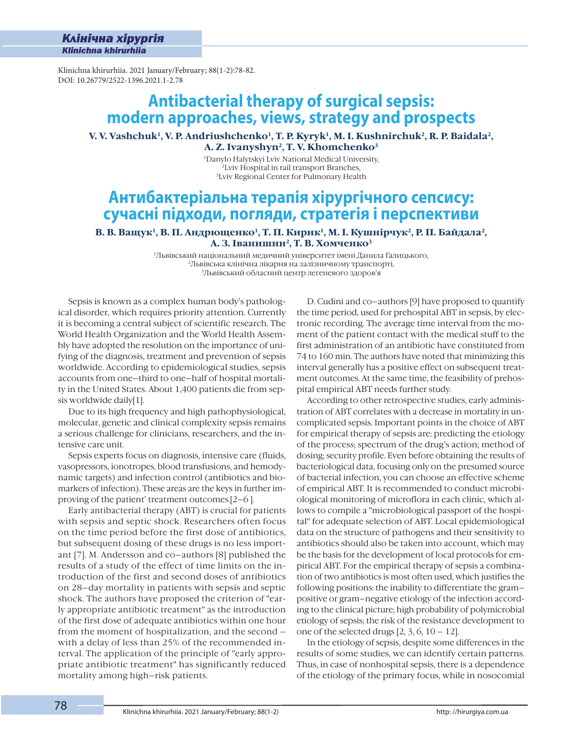Klinichna khirurhiia. 2021 January/February; 88(1-2):78-82.
DOI: 10.26779/2522-1396.2021.1-2.78

# Antibacterial therapy of surgical sepsis: modern approaches, views, strategy and prospects

**V. V. Vashchuk[1], V. P. Andriushchenko[1], T. P. Kyryk[1], M. I. Kushnirchuk[2], R. P. Baidala[2], A. Z. Ivanyshyn[2], T. V. Khomchenko[3]**

[1]Danylo Halytskyi Lviv National Medical University,
[2]Lviv Hospital in rail transport Branches,
[3]Lviv Regional Center for Pulmonary Health

# Антибактеріальна терапія хірургічного сепсису: сучасні підходи, погляди, стратегія і перспективи

**В. В. Ващук[1], В. П. Андрющенко[1], Т. П. Кирик[1], М. І. Кушнірчук[2], Р. П. Байдала[2], А. З. Іванишин[2], Т. В. Хомченко[3]**

[1]Львівський національний медичний університет імені Данила Галицького,
[2]Львівська клінічна лікарня на залізничному транспорті,
[3]Львівський обласний центр легеневого здоров'я

Sepsis is known as a complex human body's pathological disorder, which requires priority attention. Currently it is becoming a central subject of scientific research. The World Health Organization and the World Health Assembly have adopted the resolution on the importance of unifying of the diagnosis, treatment and prevention of sepsis worldwide. According to epidemiological studies, sepsis accounts from one–third to one–half of hospital mortality in the United States. About 1,400 patients die from sepsis worldwide daily[1].

Due to its high frequency and high pathophysiological, molecular, genetic and clinical complexity sepsis remains a serious challenge for clinicians, researchers, and the intensive care unit.

Sepsis experts focus on diagnosis, intensive care (fluids, vasopressors, ionotropes, blood transfusions, and hemodynamic targets) and infection control (antibiotics and biomarkers of infection). These areas are the keys in further improving of the patient' treatment outcomes.[2–6 ].

Early antibacterial therapy (ABT) is crucial for patients with sepsis and septic shock. Researchers often focus on the time period before the first dose of antibiotics, but subsequent dosing of these drugs is no less important [7]. M. Andersson and co–authors [8] published the results of a study of the effect of time limits on the introduction of the first and second doses of antibiotics on 28–day mortality in patients with sepsis and septic shock. The authors have proposed the criterion of "early appropriate antibiotic treatment" as the introduction of the first dose of adequate antibiotics within one hour from the moment of hospitalization, and the second – with a delay of less than 25% of the recommended interval. The application of the principle of "early appropriate antibiotic treatment" has significantly reduced mortality among high–risk patients.

D. Cudini and co–authors [9] have proposed to quantify the time period, used for prehospital ABT in sepsis, by electronic recording. The average time interval from the moment of the patient contact with the medical stuff to the first administration of an antibiotic have constituted from 74 to 160 min. The authors have noted that minimizing this interval generally has a positive effect on subsequent treatment outcomes. At the same time, the feasibility of prehospital empirical ABT needs further study.

According to other retrospective studies, early administration of ABT correlates with a decrease in mortality in uncomplicated sepsis. Important points in the choice of ABT for empirical therapy of sepsis are: predicting the etiology of the process; spectrum of the drug's action; method of dosing; security profile. Even before obtaining the results of bacteriological data, focusing only on the presumed source of bacterial infection, you can choose an effective scheme of empirical ABT. It is recommended to conduct microbiological monitoring of microflora in each clinic, which allows to compile a "microbiological passport of the hospital" for adequate selection of ABT. Local epidemiological data on the structure of pathogens and their sensitivity to antibiotics should also be taken into account, which may be the basis for the development of local protocols for empirical ABT. For the empirical therapy of sepsis a combination of two antibiotics is most often used, which justifies the following positions: the inability to differentiate the gram–positive or gram–negative etiology of the infection according to the clinical picture; high probability of polymicrobial etiology of sepsis; the risk of the resistance development to one of the selected drugs [2, 3, 6, 10 – 12].

In the etiology of sepsis, despite some differences in the results of some studies, we can identify certain patterns. Thus, in case of nonhospital sepsis, there is a dependence of the etiology of the primary focus, while in nosocomial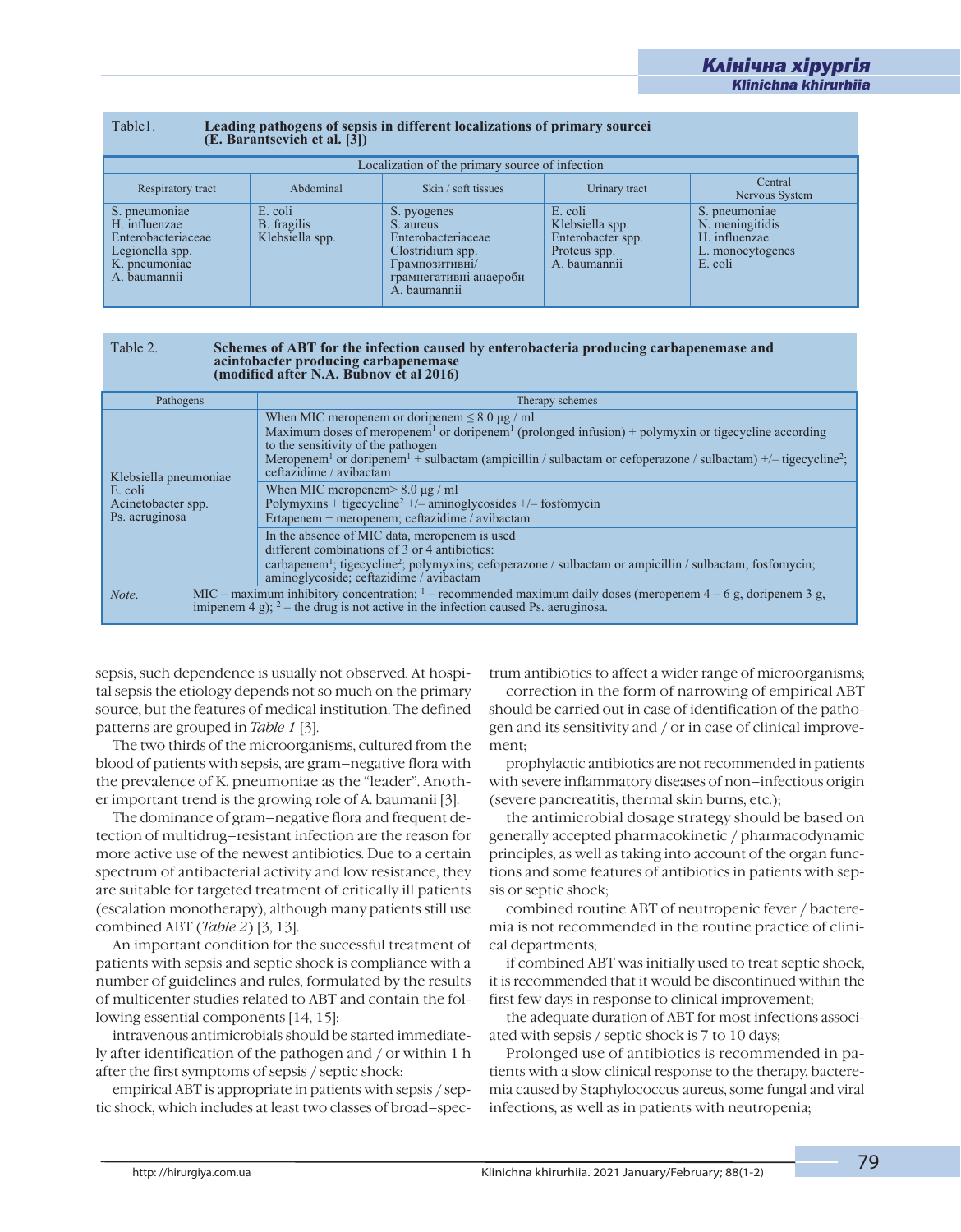Table1. **Leading pathogens of sepsis in different localizations of primary sourcei (E. Barantsevich et al. [3])**

| Localization of the primary source of infection | | | | |
|---|---|---|---|---|
| Respiratory tract | Abdominal | Skin / soft tissues | Urinary tract | Central Nervous System |
| S. pneumoniae<br>H. influenzae<br>Enterobacteriaceae<br>Legionella spp.<br>K. pneumoniae<br>A. baumannii | E. coli<br>B. fragilis<br>Klebsiella spp. | S. pyogenes<br>S. aureus<br>Enterobacteriaceae<br>Clostridium spp.<br>Грампозитивні/ грамнегативні анаероби<br>A. baumannii | E. coli<br>Klebsiella spp.<br>Enterobacter spp.<br>Proteus spp.<br>A. baumannii | S. pneumoniae<br>N. meningitidis<br>H. influenzae<br>L. monocytogenes<br>E. coli |

Table 2. **Schemes of ABT for the infection caused by enterobacteria producing carbapenemase and acintobacter producing carbapenemase (modified after N.A. Bubnov et al 2016)**

| Pathogens | Therapy schemes |
|---|---|
| Klebsiella pneumoniae<br>E. coli<br>Acinetobacter spp.<br>Ps. aeruginosa | When MIC meropenem or doripenem ≤ 8.0 µg / ml<br>Maximum doses of meropenem[1] or doripenem[1] (prolonged infusion) + polymyxin or tigecycline according to the sensitivity of the pathogen<br>Meropenem[1] or doripenem[1] + sulbactam (ampicillin / sulbactam or cefoperazone / sulbactam) +/– tigecycline[2]; ceftazidime / avibactam |
| | When MIC meropenem> 8.0 µg / ml<br>Polymyxins + tigecycline[2] +/– aminoglycosides +/– fosfomycin<br>Ertapenem + meropenem; ceftazidime / avibactam |
| | In the absence of MIC data, meropenem is used<br>different combinations of 3 or 4 antibiotics:<br>carbapenem[1]; tigecycline[2]; polymyxins; cefoperazone / sulbactam or ampicillin / sulbactam; fosfomycin; aminoglycoside; ceftazidime / avibactam |

*Note*. MIC – maximum inhibitory concentration; [1] – recommended maximum daily doses (meropenem 4 – 6 g, doripenem 3 g, imipenem 4 g); [2] – the drug is not active in the infection caused Ps. aeruginosa.

sepsis, such dependence is usually not observed. At hospital sepsis the etiology depends not so much on the primary source, but the features of medical institution. The defined patterns are grouped in *Table 1* [3].

The two thirds of the microorganisms, cultured from the blood of patients with sepsis, are gram–negative flora with the prevalence of K. pneumoniae as the "leader". Another important trend is the growing role of A. baumanii [3].

The dominance of gram–negative flora and frequent detection of multidrug–resistant infection are the reason for more active use of the newest antibiotics. Due to a certain spectrum of antibacterial activity and low resistance, they are suitable for targeted treatment of critically ill patients (escalation monotherapy), although many patients still use combined ABT (*Table 2*) [3, 13].

An important condition for the successful treatment of patients with sepsis and septic shock is compliance with a number of guidelines and rules, formulated by the results of multicenter studies related to ABT and contain the following essential components [14, 15]:

intravenous antimicrobials should be started immediately after identification of the pathogen and / or within 1 h after the first symptoms of sepsis / septic shock;

empirical ABT is appropriate in patients with sepsis / septic shock, which includes at least two classes of broad–spectrum antibiotics to affect a wider range of microorganisms;

correction in the form of narrowing of empirical ABT should be carried out in case of identification of the pathogen and its sensitivity and / or in case of clinical improvement;

prophylactic antibiotics are not recommended in patients with severe inflammatory diseases of non–infectious origin (severe pancreatitis, thermal skin burns, etc.);

the antimicrobial dosage strategy should be based on generally accepted pharmacokinetic / pharmacodynamic principles, as well as taking into account of the organ functions and some features of antibiotics in patients with sepsis or septic shock;

combined routine ABT of neutropenic fever / bacteremia is not recommended in the routine practice of clinical departments;

if combined ABT was initially used to treat septic shock, it is recommended that it would be discontinued within the first few days in response to clinical improvement;

the adequate duration of ABT for most infections associated with sepsis / septic shock is 7 to 10 days;

Prolonged use of antibiotics is recommended in patients with a slow clinical response to the therapy, bacteremia caused by Staphylococcus aureus, some fungal and viral infections, as well as in patients with neutropenia;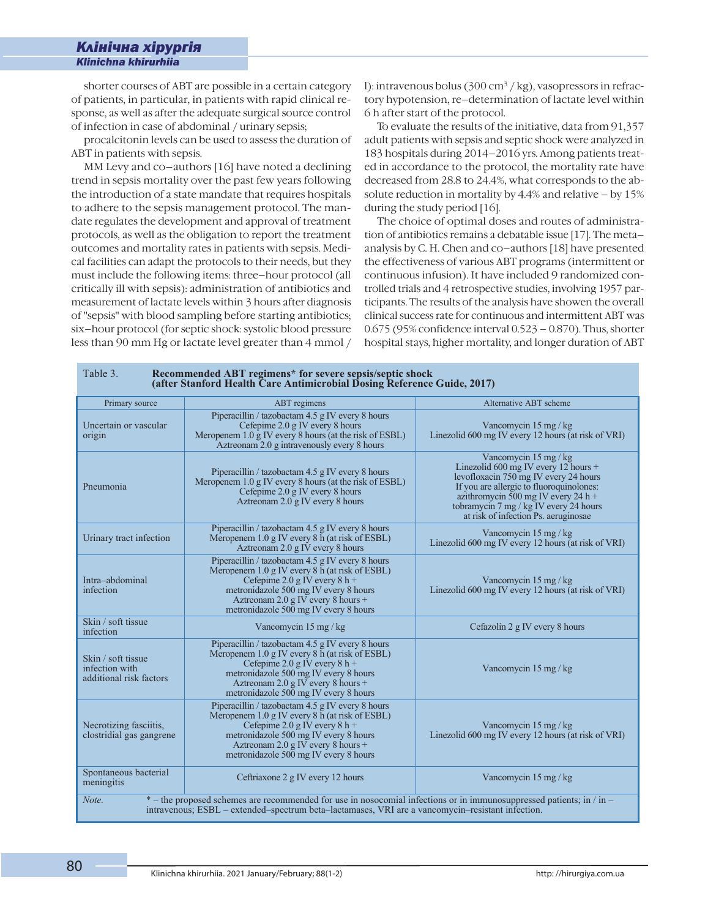shorter courses of ABT are possible in a certain category of patients, in particular, in patients with rapid clinical response, as well as after the adequate surgical source control of infection in case of abdominal / urinary sepsis;

procalcitonin levels can be used to assess the duration of ABT in patients with sepsis.

MM Levy and co–authors [16] have noted a declining trend in sepsis mortality over the past few years following the introduction of a state mandate that requires hospitals to adhere to the sepsis management protocol. The mandate regulates the development and approval of treatment protocols, as well as the obligation to report the treatment outcomes and mortality rates in patients with sepsis. Medical facilities can adapt the protocols to their needs, but they must include the following items: three–hour protocol (all critically ill with sepsis): administration of antibiotics and measurement of lactate levels within 3 hours after diagnosis of "sepsis" with blood sampling before starting antibiotics; six–hour protocol (for septic shock: systolic blood pressure less than 90 mm Hg or lactate level greater than 4 mmol / l): intravenous bolus (300 cm$^3$ / kg), vasopressors in refractory hypotension, re–determination of lactate level within 6 h after start of the protocol.

To evaluate the results of the initiative, data from 91,357 adult patients with sepsis and septic shock were analyzed in 183 hospitals during 2014–2016 yrs. Among patients treated in accordance to the protocol, the mortality rate have decreased from 28.8 to 24.4%, what corresponds to the absolute reduction in mortality by 4.4% and relative – by 15% during the study period [16].

The choice of optimal doses and routes of administration of antibiotics remains a debatable issue [17]. The meta–analysis by C. H. Chen and co–authors [18] have presented the effectiveness of various ABT programs (intermittent or continuous infusion). It have included 9 randomized controlled trials and 4 retrospective studies, involving 1957 participants. The results of the analysis have shown the overall clinical success rate for continuous and intermittent ABT was 0.675 (95% confidence interval 0.523 – 0.870). Thus, shorter hospital stays, higher mortality, and longer duration of ABT

Table 3. **Recommended ABT regimens* for severe sepsis/septic shock (after Stanford Health Care Antimicrobial Dosing Reference Guide, 2017)**

| Primary source | ABT regimens | Alternative ABT scheme |
|---|---|---|
| Uncertain or vascular origin | Piperacillin / tazobactam 4.5 g IV every 8 hours<br>Cefepime 2.0 g IV every 8 hours<br>Meropenem 1.0 g IV every 8 hours (at the risk of ESBL)<br>Aztreonam 2.0 g intravenously every 8 hours | Vancomycin 15 mg / kg<br>Linezolid 600 mg IV every 12 hours (at risk of VRI) |
| Pneumonia | Piperacillin / tazobactam 4.5 g IV every 8 hours<br>Meropenem 1.0 g IV every 8 hours (at the risk of ESBL)<br>Cefepime 2.0 g IV every 8 hours<br>Aztreonam 2.0 g IV every 8 hours | Vancomycin 15 mg / kg<br>Linezolid 600 mg IV every 12 hours +<br>levofloxacin 750 mg IV every 24 hours<br>If you are allergic to fluoroquinolones:<br>azithromycin 500 mg IV every 24 h +<br>tobramycin 7 mg / kg IV every 24 hours<br>at risk of infection Ps. aeruginosae |
| Urinary tract infection | Piperacillin / tazobactam 4.5 g IV every 8 hours<br>Meropenem 1.0 g IV every 8 h (at risk of ESBL)<br>Aztreonam 2.0 g IV every 8 hours | Vancomycin 15 mg / kg<br>Linezolid 600 mg IV every 12 hours (at risk of VRI) |
| Intra–abdominal infection | Piperacillin / tazobactam 4.5 g IV every 8 hours<br>Meropenem 1.0 g IV every 8 h (at risk of ESBL)<br>Cefepime 2.0 g IV every 8 h +<br>metronidazole 500 mg IV every 8 hours<br>Aztreonam 2.0 g IV every 8 hours +<br>metronidazole 500 mg IV every 8 hours | Vancomycin 15 mg / kg<br>Linezolid 600 mg IV every 12 hours (at risk of VRI) |
| Skin / soft tissue infection | Vancomycin 15 mg / kg | Cefazolin 2 g IV every 8 hours |
| Skin / soft tissue infection with additional risk factors | Piperacillin / tazobactam 4.5 g IV every 8 hours<br>Meropenem 1.0 g IV every 8 h (at risk of ESBL)<br>Cefepime 2.0 g IV every 8 h +<br>metronidazole 500 mg IV every 8 hours<br>Aztreonam 2.0 g IV every 8 hours +<br>metronidazole 500 mg IV every 8 hours | Vancomycin 15 mg / kg |
| Necrotizing fasciitis, clostridial gas gangrene | Piperacillin / tazobactam 4.5 g IV every 8 hours<br>Meropenem 1.0 g IV every 8 h (at risk of ESBL)<br>Cefepime 2.0 g IV every 8 h +<br>metronidazole 500 mg IV every 8 hours<br>Aztreonam 2.0 g IV every 8 hours +<br>metronidazole 500 mg IV every 8 hours | Vancomycin 15 mg / kg<br>Linezolid 600 mg IV every 12 hours (at risk of VRI) |
| Spontaneous bacterial meningitis | Ceftriaxone 2 g IV every 12 hours | Vancomycin 15 mg / kg |

*Note.* * – the proposed schemes are recommended for use in nosocomial infections or in immunosuppressed patients; in / in – intravenous; ESBL – extended–spectrum beta–lactamases, VRI are a vancomycin–resistant infection.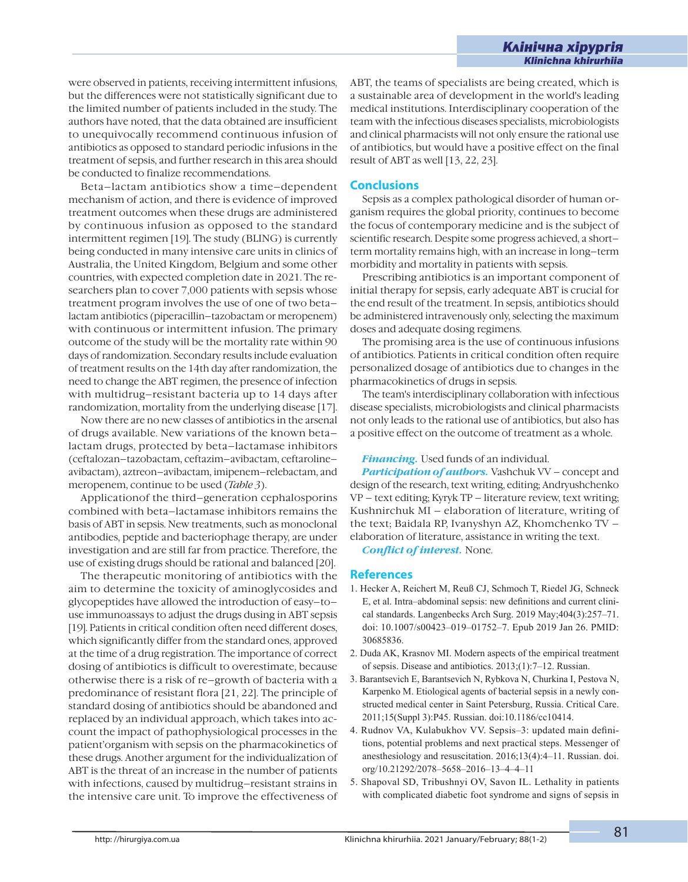were observed in patients, receiving intermittent infusions, but the differences were not statistically significant due to the limited number of patients included in the study. The authors have noted, that the data obtained are insufficient to unequivocally recommend continuous infusion of antibiotics as opposed to standard periodic infusions in the treatment of sepsis, and further research in this area should be conducted to finalize recommendations.

Beta–lactam antibiotics show a time–dependent mechanism of action, and there is evidence of improved treatment outcomes when these drugs are administered by continuous infusion as opposed to the standard intermittent regimen [19]. The study (BLING) is currently being conducted in many intensive care units in clinics of Australia, the United Kingdom, Belgium and some other countries, with expected completion date in 2021. The researchers plan to cover 7,000 patients with sepsis whose treatment program involves the use of one of two beta–lactam antibiotics (piperacillin–tazobactam or meropenem) with continuous or intermittent infusion. The primary outcome of the study will be the mortality rate within 90 days of randomization. Secondary results include evaluation of treatment results on the 14th day after randomization, the need to change the ABT regimen, the presence of infection with multidrug–resistant bacteria up to 14 days after randomization, mortality from the underlying disease [17].

Now there are no new classes of antibiotics in the arsenal of drugs available. New variations of the known beta–lactam drugs, protected by beta–lactamase inhibitors (ceftalozan–tazobactam, ceftazim–avibactam, ceftaroline–avibactam), aztreon–avibactam, imipenem–relebactam, and meropenem, continue to be used (*Table 3*).

Applicationof the third–generation cephalosporins combined with beta–lactamase inhibitors remains the basis of ABT in sepsis. New treatments, such as monoclonal antibodies, peptide and bacteriophage therapy, are under investigation and are still far from practice. Therefore, the use of existing drugs should be rational and balanced [20].

The therapeutic monitoring of antibiotics with the aim to determine the toxicity of aminoglycosides and glycopeptides have allowed the introduction of easy–to–use immunoassays to adjust the drugs dusing in ABT sepsis [19]. Patients in critical condition often need different doses, which significantly differ from the standard ones, approved at the time of a drug registration. The importance of correct dosing of antibiotics is difficult to overestimate, because otherwise there is a risk of re–growth of bacteria with a predominance of resistant flora [21, 22]. The principle of standard dosing of antibiotics should be abandoned and replaced by an individual approach, which takes into account the impact of pathophysiological processes in the patient'organism with sepsis on the pharmacokinetics of these drugs. Another argument for the individualization of ABT is the threat of an increase in the number of patients with infections, caused by multidrug–resistant strains in the intensive care unit. To improve the effectiveness of ABT, the teams of specialists are being created, which is a sustainable area of development in the world's leading medical institutions. Interdisciplinary cooperation of the team with the infectious diseases specialists, microbiologists and clinical pharmacists will not only ensure the rational use of antibiotics, but would have a positive effect on the final result of ABT as well [13, 22, 23].

## Conclusions

Sepsis as a complex pathological disorder of human organism requires the global priority, continues to become the focus of contemporary medicine and is the subject of scientific research. Despite some progress achieved, a short–term mortality remains high, with an increase in long–term morbidity and mortality in patients with sepsis.

Prescribing antibiotics is an important component of initial therapy for sepsis, early adequate ABT is crucial for the end result of the treatment. In sepsis, antibiotics should be administered intravenously only, selecting the maximum doses and adequate dosing regimens.

The promising area is the use of continuous infusions of antibiotics. Patients in critical condition often require personalized dosage of antibiotics due to changes in the pharmacokinetics of drugs in sepsis.

The team's interdisciplinary collaboration with infectious disease specialists, microbiologists and clinical pharmacists not only leads to the rational use of antibiotics, but also has a positive effect on the outcome of treatment as a whole.

***Financing.*** Used funds of an individual.

***Participation of authors.*** Vashchuk VV – concept and design of the research, text writing, editing; Andryushchenko VP – literature review, text writing; Kyryk TP – text editing; Kushnirchuk MI – elaboration of literature, writing of the text; Baidala RP, Ivanyshyn AZ, Khomchenko TV – elaboration of literature, assistance in writing the text.

***Conflict of interest.*** None.

## References

1. Hecker A, Reichert M, Reuß CJ, Schmoch T, Riedel JG, Schneck E, et al. Intra–abdominal sepsis: new definitions and current clinical standards. Langenbecks Arch Surg. 2019 May;404(3):257–71. doi: 10.1007/s00423–019–01752–7. Epub 2019 Jan 26. PMID: 30685836.
2. Duda AK, Krasnov MI. Modern aspects of the empirical treatment of sepsis. Disease and antibiotics. 2013;(1):7–12. Russian.
3. Barantsevich E, Barantsevich N, Rybkova N, Churkina I, Pestova N, Karpenko M. Etiological agents of bacterial sepsis in a newly constructed medical center in Saint Petersburg, Russia. Critical Care. 2011;15(Suppl 3):P45. Russian. doi:10.1186/cc10414.
4. Rudnov VA, Kulabukhov VV. Sepsis–3: updated main definitions, potential problems and next practical steps. Messenger of anesthesiology and resuscitation. 2016;13(4):4–11. Russian. doi.org/10.21292/2078–5658–2016–13–4–4–11
5. Shapoval SD, Tribushnyi OV, Savon IL. Lethality in patients with complicated diabetic foot syndrome and signs of sepsis in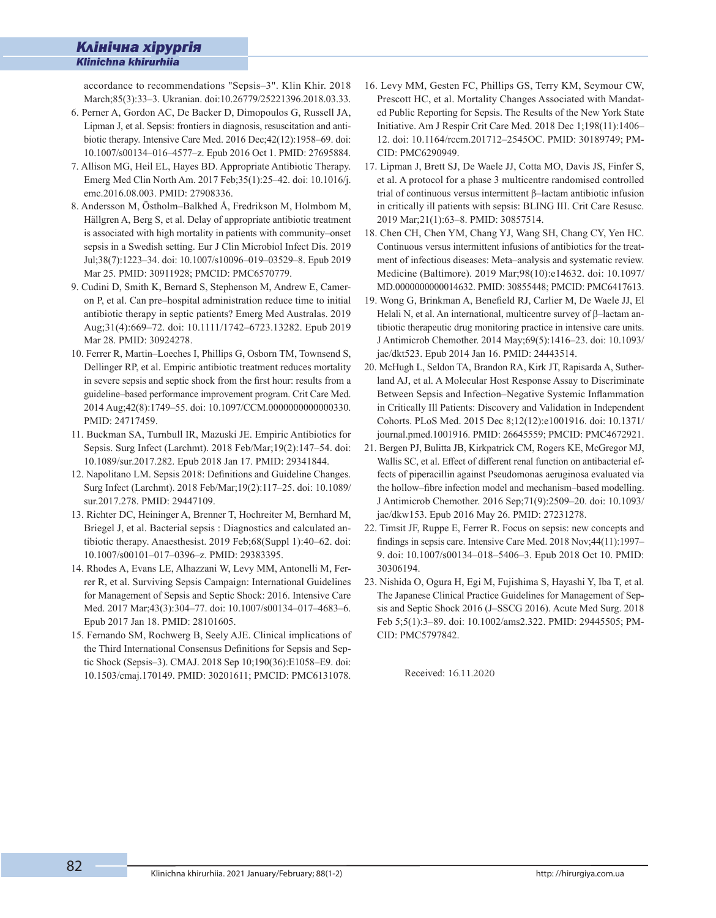accordance to recommendations "Sepsis–3". Klin Khir. 2018 March;85(3):33–3. Ukranian. doi:10.26779/25221396.2018.03.33.

6. Perner A, Gordon AC, De Backer D, Dimopoulos G, Russell JA, Lipman J, et al. Sepsis: frontiers in diagnosis, resuscitation and antibiotic therapy. Intensive Care Med. 2016 Dec;42(12):1958–69. doi: 10.1007/s00134–016–4577–z. Epub 2016 Oct 1. PMID: 27695884.
7. Allison MG, Heil EL, Hayes BD. Appropriate Antibiotic Therapy. Emerg Med Clin North Am. 2017 Feb;35(1):25–42. doi: 10.1016/j.emc.2016.08.003. PMID: 27908336.
8. Andersson M, Östholm–Balkhed Å, Fredrikson M, Holmbom M, Hällgren A, Berg S, et al. Delay of appropriate antibiotic treatment is associated with high mortality in patients with community–onset sepsis in a Swedish setting. Eur J Clin Microbiol Infect Dis. 2019 Jul;38(7):1223–34. doi: 10.1007/s10096–019–03529–8. Epub 2019 Mar 25. PMID: 30911928; PMCID: PMC6570779.
9. Cudini D, Smith K, Bernard S, Stephenson M, Andrew E, Cameron P, et al. Can pre–hospital administration reduce time to initial antibiotic therapy in septic patients? Emerg Med Australas. 2019 Aug;31(4):669–72. doi: 10.1111/1742–6723.13282. Epub 2019 Mar 28. PMID: 30924278.
10. Ferrer R, Martin–Loeches I, Phillips G, Osborn TM, Townsend S, Dellinger RP, et al. Empiric antibiotic treatment reduces mortality in severe sepsis and septic shock from the first hour: results from a guideline–based performance improvement program. Crit Care Med. 2014 Aug;42(8):1749–55. doi: 10.1097/CCM.0000000000000330. PMID: 24717459.
11. Buckman SA, Turnbull IR, Mazuski JE. Empiric Antibiotics for Sepsis. Surg Infect (Larchmt). 2018 Feb/Mar;19(2):147–54. doi: 10.1089/sur.2017.282. Epub 2018 Jan 17. PMID: 29341844.
12. Napolitano LM. Sepsis 2018: Definitions and Guideline Changes. Surg Infect (Larchmt). 2018 Feb/Mar;19(2):117–25. doi: 10.1089/sur.2017.278. PMID: 29447109.
13. Richter DC, Heininger A, Brenner T, Hochreiter M, Bernhard M, Briegel J, et al. Bacterial sepsis : Diagnostics and calculated antibiotic therapy. Anaesthesist. 2019 Feb;68(Suppl 1):40–62. doi: 10.1007/s00101–017–0396–z. PMID: 29383395.
14. Rhodes A, Evans LE, Alhazzani W, Levy MM, Antonelli M, Ferrer R, et al. Surviving Sepsis Campaign: International Guidelines for Management of Sepsis and Septic Shock: 2016. Intensive Care Med. 2017 Mar;43(3):304–77. doi: 10.1007/s00134–017–4683–6. Epub 2017 Jan 18. PMID: 28101605.
15. Fernando SM, Rochwerg B, Seely AJE. Clinical implications of the Third International Consensus Definitions for Sepsis and Septic Shock (Sepsis–3). CMAJ. 2018 Sep 10;190(36):E1058–E9. doi: 10.1503/cmaj.170149. PMID: 30201611; PMCID: PMC6131078.
16. Levy MM, Gesten FC, Phillips GS, Terry KM, Seymour CW, Prescott HC, et al. Mortality Changes Associated with Mandated Public Reporting for Sepsis. The Results of the New York State Initiative. Am J Respir Crit Care Med. 2018 Dec 1;198(11):1406–12. doi: 10.1164/rccm.201712–2545OC. PMID: 30189749; PMCID: PMC6290949.
17. Lipman J, Brett SJ, De Waele JJ, Cotta MO, Davis JS, Finfer S, et al. A protocol for a phase 3 multicentre randomised controlled trial of continuous versus intermittent β–lactam antibiotic infusion in critically ill patients with sepsis: BLING III. Crit Care Resusc. 2019 Mar;21(1):63–8. PMID: 30857514.
18. Chen CH, Chen YM, Chang YJ, Wang SH, Chang CY, Yen HC. Continuous versus intermittent infusions of antibiotics for the treatment of infectious diseases: Meta–analysis and systematic review. Medicine (Baltimore). 2019 Mar;98(10):e14632. doi: 10.1097/MD.0000000000014632. PMID: 30855448; PMCID: PMC6417613.
19. Wong G, Brinkman A, Benefield RJ, Carlier M, De Waele JJ, El Helali N, et al. An international, multicentre survey of β–lactam antibiotic therapeutic drug monitoring practice in intensive care units. J Antimicrob Chemother. 2014 May;69(5):1416–23. doi: 10.1093/jac/dkt523. Epub 2014 Jan 16. PMID: 24443514.
20. McHugh L, Seldon TA, Brandon RA, Kirk JT, Rapisarda A, Sutherland AJ, et al. A Molecular Host Response Assay to Discriminate Between Sepsis and Infection–Negative Systemic Inflammation in Critically Ill Patients: Discovery and Validation in Independent Cohorts. PLoS Med. 2015 Dec 8;12(12):e1001916. doi: 10.1371/journal.pmed.1001916. PMID: 26645559; PMCID: PMC4672921.
21. Bergen PJ, Bulitta JB, Kirkpatrick CM, Rogers KE, McGregor MJ, Wallis SC, et al. Effect of different renal function on antibacterial effects of piperacillin against Pseudomonas aeruginosa evaluated via the hollow–fibre infection model and mechanism–based modelling. J Antimicrob Chemother. 2016 Sep;71(9):2509–20. doi: 10.1093/jac/dkw153. Epub 2016 May 26. PMID: 27231278.
22. Timsit JF, Ruppe E, Ferrer R. Focus on sepsis: new concepts and findings in sepsis care. Intensive Care Med. 2018 Nov;44(11):1997–9. doi: 10.1007/s00134–018–5406–3. Epub 2018 Oct 10. PMID: 30306194.
23. Nishida O, Ogura H, Egi M, Fujishima S, Hayashi Y, Iba T, et al. The Japanese Clinical Practice Guidelines for Management of Sepsis and Septic Shock 2016 (J–SSCG 2016). Acute Med Surg. 2018 Feb 5;5(1):3–89. doi: 10.1002/ams2.322. PMID: 29445505; PMCID: PMC5797842.

Received: 16.11.2020